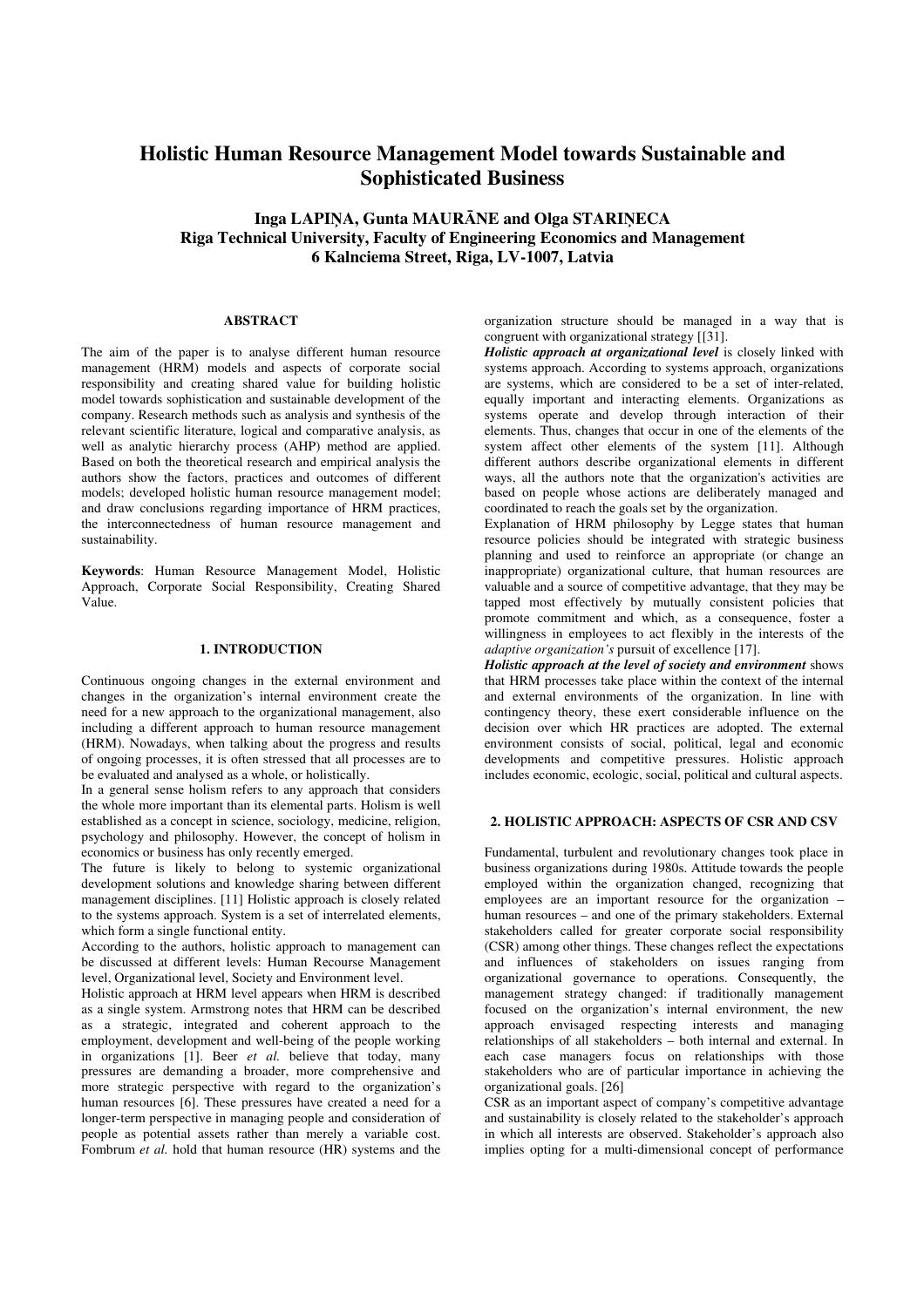# Holistic Human Resource Management Model towards Sustainable and Sophisticated Business

**Inga LAPIŅA, Gunta MAURĀNE and Olga STARIŅECA**
**Riga Technical University, Faculty of Engineering Economics and Management**
**6 Kalnciema Street, Riga, LV-1007, Latvia**

## ABSTRACT

The aim of the paper is to analyse different human resource management (HRM) models and aspects of corporate social responsibility and creating shared value for building holistic model towards sophistication and sustainable development of the company. Research methods such as analysis and synthesis of the relevant scientific literature, logical and comparative analysis, as well as analytic hierarchy process (AHP) method are applied. Based on both the theoretical research and empirical analysis the authors show the factors, practices and outcomes of different models; developed holistic human resource management model; and draw conclusions regarding importance of HRM practices, the interconnectedness of human resource management and sustainability.

**Keywords**: Human Resource Management Model, Holistic Approach, Corporate Social Responsibility, Creating Shared Value.

## 1. INTRODUCTION

Continuous ongoing changes in the external environment and changes in the organization's internal environment create the need for a new approach to the organizational management, also including a different approach to human resource management (HRM). Nowadays, when talking about the progress and results of ongoing processes, it is often stressed that all processes are to be evaluated and analysed as a whole, or holistically.

In a general sense holism refers to any approach that considers the whole more important than its elemental parts. Holism is well established as a concept in science, sociology, medicine, religion, psychology and philosophy. However, the concept of holism in economics or business has only recently emerged.

The future is likely to belong to systemic organizational development solutions and knowledge sharing between different management disciplines. [11] Holistic approach is closely related to the systems approach. System is a set of interrelated elements, which form a single functional entity.

According to the authors, holistic approach to management can be discussed at different levels: Human Recourse Management level, Organizational level, Society and Environment level.

Holistic approach at HRM level appears when HRM is described as a single system. Armstrong notes that HRM can be described as a strategic, integrated and coherent approach to the employment, development and well-being of the people working in organizations [1]. Beer *et al.* believe that today, many pressures are demanding a broader, more comprehensive and more strategic perspective with regard to the organization's human resources [6]. These pressures have created a need for a longer-term perspective in managing people and consideration of people as potential assets rather than merely a variable cost. Fombrum *et al.* hold that human resource (HR) systems and the organization structure should be managed in a way that is congruent with organizational strategy [[31].

***Holistic approach at organizational level*** is closely linked with systems approach. According to systems approach, organizations are systems, which are considered to be a set of inter-related, equally important and interacting elements. Organizations as systems operate and develop through interaction of their elements. Thus, changes that occur in one of the elements of the system affect other elements of the system [11]. Although different authors describe organizational elements in different ways, all the authors note that the organization's activities are based on people whose actions are deliberately managed and coordinated to reach the goals set by the organization.

Explanation of HRM philosophy by Legge states that human resource policies should be integrated with strategic business planning and used to reinforce an appropriate (or change an inappropriate) organizational culture, that human resources are valuable and a source of competitive advantage, that they may be tapped most effectively by mutually consistent policies that promote commitment and which, as a consequence, foster a willingness in employees to act flexibly in the interests of the *adaptive organization's* pursuit of excellence [17].

***Holistic approach at the level of society and environment*** shows that HRM processes take place within the context of the internal and external environments of the organization. In line with contingency theory, these exert considerable influence on the decision over which HR practices are adopted. The external environment consists of social, political, legal and economic developments and competitive pressures. Holistic approach includes economic, ecologic, social, political and cultural aspects.

## 2. HOLISTIC APPROACH: ASPECTS OF CSR AND CSV

Fundamental, turbulent and revolutionary changes took place in business organizations during 1980s. Attitude towards the people employed within the organization changed, recognizing that employees are an important resource for the organization – human resources – and one of the primary stakeholders. External stakeholders called for greater corporate social responsibility (CSR) among other things. These changes reflect the expectations and influences of stakeholders on issues ranging from organizational governance to operations. Consequently, the management strategy changed: if traditionally management focused on the organization's internal environment, the new approach envisaged respecting interests and managing relationships of all stakeholders – both internal and external. In each case managers focus on relationships with those stakeholders who are of particular importance in achieving the organizational goals. [26]

CSR as an important aspect of company's competitive advantage and sustainability is closely related to the stakeholder's approach in which all interests are observed. Stakeholder's approach also implies opting for a multi-dimensional concept of performance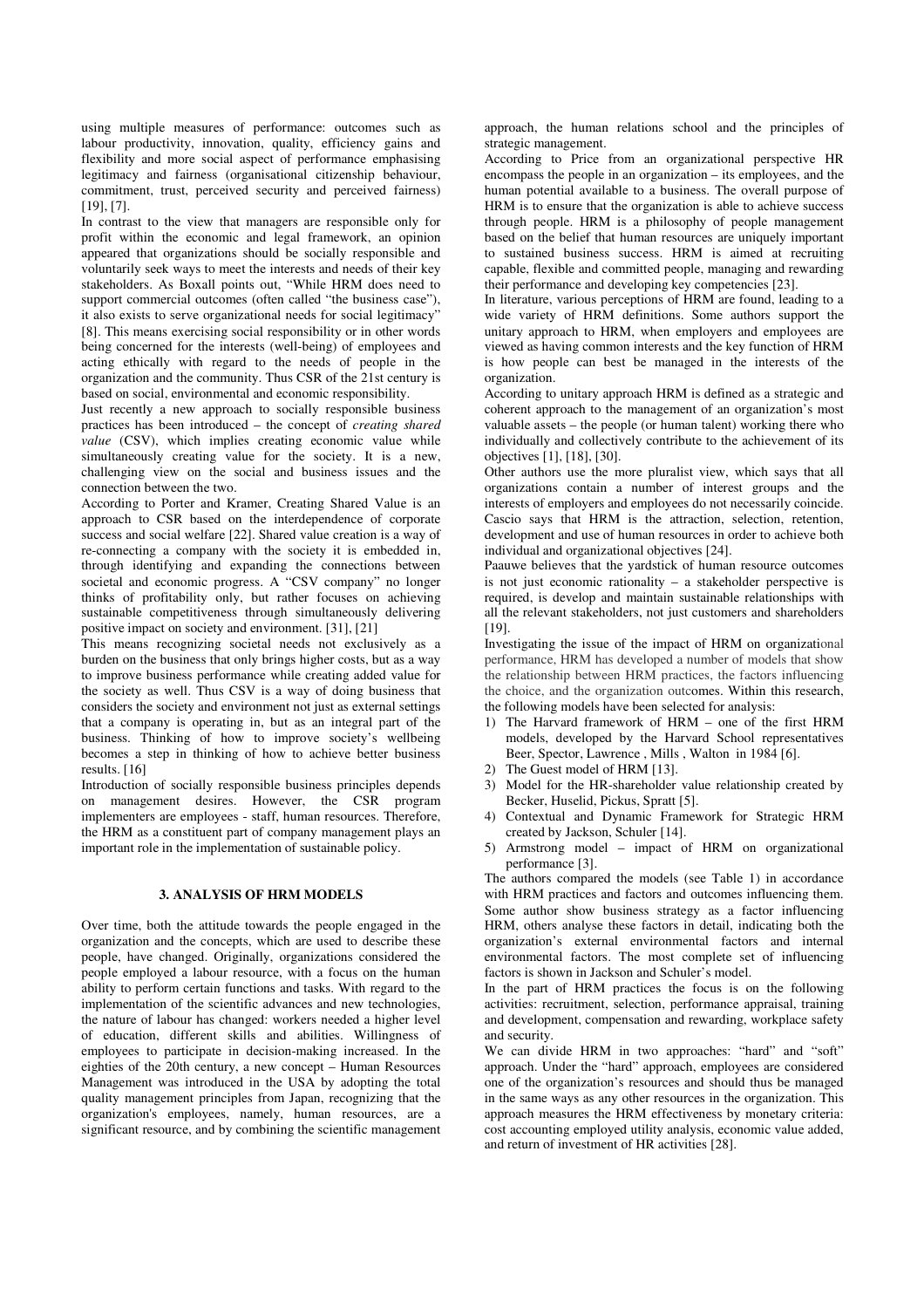using multiple measures of performance: outcomes such as labour productivity, innovation, quality, efficiency gains and flexibility and more social aspect of performance emphasising legitimacy and fairness (organisational citizenship behaviour, commitment, trust, perceived security and perceived fairness) [19], [7].

In contrast to the view that managers are responsible only for profit within the economic and legal framework, an opinion appeared that organizations should be socially responsible and voluntarily seek ways to meet the interests and needs of their key stakeholders. As Boxall points out, "While HRM does need to support commercial outcomes (often called "the business case"), it also exists to serve organizational needs for social legitimacy" [8]. This means exercising social responsibility or in other words being concerned for the interests (well-being) of employees and acting ethically with regard to the needs of people in the organization and the community. Thus CSR of the 21st century is based on social, environmental and economic responsibility.

Just recently a new approach to socially responsible business practices has been introduced – the concept of *creating shared value* (CSV), which implies creating economic value while simultaneously creating value for the society. It is a new, challenging view on the social and business issues and the connection between the two.

According to Porter and Kramer, Creating Shared Value is an approach to CSR based on the interdependence of corporate success and social welfare [22]. Shared value creation is a way of re-connecting a company with the society it is embedded in, through identifying and expanding the connections between societal and economic progress. A "CSV company" no longer thinks of profitability only, but rather focuses on achieving sustainable competitiveness through simultaneously delivering positive impact on society and environment. [31], [21]

This means recognizing societal needs not exclusively as a burden on the business that only brings higher costs, but as a way to improve business performance while creating added value for the society as well. Thus CSV is a way of doing business that considers the society and environment not just as external settings that a company is operating in, but as an integral part of the business. Thinking of how to improve society's wellbeing becomes a step in thinking of how to achieve better business results. [16]

Introduction of socially responsible business principles depends on management desires. However, the CSR program implementers are employees - staff, human resources. Therefore, the HRM as a constituent part of company management plays an important role in the implementation of sustainable policy.

## 3. ANALYSIS OF HRM MODELS

Over time, both the attitude towards the people engaged in the organization and the concepts, which are used to describe these people, have changed. Originally, organizations considered the people employed a labour resource, with a focus on the human ability to perform certain functions and tasks. With regard to the implementation of the scientific advances and new technologies, the nature of labour has changed: workers needed a higher level of education, different skills and abilities. Willingness of employees to participate in decision-making increased. In the eighties of the 20th century, a new concept – Human Resources Management was introduced in the USA by adopting the total quality management principles from Japan, recognizing that the organization's employees, namely, human resources, are a significant resource, and by combining the scientific management approach, the human relations school and the principles of strategic management.

According to Price from an organizational perspective HR encompass the people in an organization – its employees, and the human potential available to a business. The overall purpose of HRM is to ensure that the organization is able to achieve success through people. HRM is a philosophy of people management based on the belief that human resources are uniquely important to sustained business success. HRM is aimed at recruiting capable, flexible and committed people, managing and rewarding their performance and developing key competencies [23].

In literature, various perceptions of HRM are found, leading to a wide variety of HRM definitions. Some authors support the unitary approach to HRM, when employers and employees are viewed as having common interests and the key function of HRM is how people can best be managed in the interests of the organization.

According to unitary approach HRM is defined as a strategic and coherent approach to the management of an organization's most valuable assets – the people (or human talent) working there who individually and collectively contribute to the achievement of its objectives [1], [18], [30].

Other authors use the more pluralist view, which says that all organizations contain a number of interest groups and the interests of employers and employees do not necessarily coincide. Cascio says that HRM is the attraction, selection, retention, development and use of human resources in order to achieve both individual and organizational objectives [24].

Paauwe believes that the yardstick of human resource outcomes is not just economic rationality – a stakeholder perspective is required, is develop and maintain sustainable relationships with all the relevant stakeholders, not just customers and shareholders [19].

Investigating the issue of the impact of HRM on organizational performance, HRM has developed a number of models that show the relationship between HRM practices, the factors influencing the choice, and the organization outcomes. Within this research, the following models have been selected for analysis:

1) The Harvard framework of HRM – one of the first HRM models, developed by the Harvard School representatives Beer, Spector, Lawrence , Mills , Walton in 1984 [6].
2) The Guest model of HRM [13].
3) Model for the HR-shareholder value relationship created by Becker, Huselid, Pickus, Spratt [5].
4) Contextual and Dynamic Framework for Strategic HRM created by Jackson, Schuler [14].
5) Armstrong model – impact of HRM on organizational performance [3].

The authors compared the models (see Table 1) in accordance with HRM practices and factors and outcomes influencing them. Some author show business strategy as a factor influencing HRM, others analyse these factors in detail, indicating both the organization's external environmental factors and internal environmental factors. The most complete set of influencing factors is shown in Jackson and Schuler's model.

In the part of HRM practices the focus is on the following activities: recruitment, selection, performance appraisal, training and development, compensation and rewarding, workplace safety and security.

We can divide HRM in two approaches: "hard" and "soft" approach. Under the "hard" approach, employees are considered one of the organization's resources and should thus be managed in the same ways as any other resources in the organization. This approach measures the HRM effectiveness by monetary criteria: cost accounting employed utility analysis, economic value added, and return of investment of HR activities [28].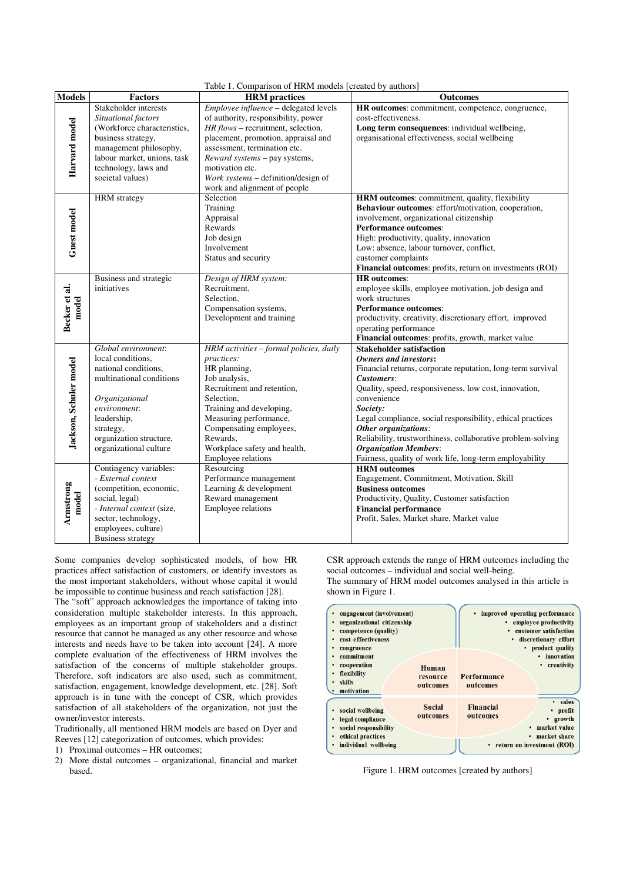Table 1. Comparison of HRM models [created by authors]

| Models | Factors | HRM practices | Outcomes |
|---|---|---|---|
| **Harvard model** | Stakeholder interests<br>*Situational factors*<br>(Workforce characteristics, business strategy, management philosophy, labour market, unions, task technology, laws and societal values) | *Employee influence* – delegated levels of authority, responsibility, power<br>*HR flows* – recruitment, selection, placement, promotion, appraisal and assessment, termination etc.<br>*Reward systems* – pay systems, motivation etc.<br>*Work systems* – definition/design of work and alignment of people | **HR outcomes**: commitment, competence, congruence, cost-effectiveness.<br>**Long term consequences**: individual wellbeing, organisational effectiveness, social wellbeing |
| **Guest model** | HRM strategy | Selection<br>Training<br>Appraisal<br>Rewards<br>Job design<br>Involvement<br>Status and security | **HRM outcomes**: commitment, quality, flexibility<br>**Behaviour outcomes**: effort/motivation, cooperation, involvement, organizational citizenship<br>**Performance outcomes**:<br>High: productivity, quality, innovation<br>Low: absence, labour turnover, conflict, customer complaints<br>**Financial outcomes**: profits, return on investments (ROI) |
| **Becker et al. model** | Business and strategic initiatives | *Design of HRM system:*<br>Recruitment,<br>Selection,<br>Compensation systems,<br>Development and training | **HR outcomes**:<br>employee skills, employee motivation, job design and work structures<br>**Performance outcomes**:<br>productivity, creativity, discretionary effort, improved operating performance<br>**Financial outcomes**: profits, growth, market value |
| **Jackson, Schuler model** | *Global environment*:<br>local conditions,<br>national conditions,<br>multinational conditions<br><br>*Organizational environment*:<br>leadership,<br>strategy,<br>organization structure,<br>organizational culture | *HRM activities – formal policies, daily practices:*<br>HR planning,<br>Job analysis,<br>Recruitment and retention,<br>Selection,<br>Training and developing,<br>Measuring performance,<br>Compensating employees,<br>Rewards,<br>Workplace safety and health,<br>Employee relations | **Stakeholder satisfaction**<br>***Owners and investors*:**<br>Financial returns, corporate reputation, long-term survival<br>***Customers***:<br>Quality, speed, responsiveness, low cost, innovation, convenience<br>***Society:***<br>Legal compliance, social responsibility, ethical practices<br>***Other organizations***:<br>Reliability, trustworthiness, collaborative problem-solving<br>***Organization Members***:<br>Fairness, quality of work life, long-term employability |
| **Armstrong model** | Contingency variables:<br>- *External context* (competition, economic, social, legal)<br>- *Internal context* (size, sector, technology, employees, culture)<br>Business strategy | Resourcing<br>Performance management<br>Learning & development<br>Reward management<br>Employee relations | **HRM outcomes**<br>Engagement, Commitment, Motivation, Skill<br>**Business outcomes**<br>Productivity, Quality, Customer satisfaction<br>**Financial performance**<br>Profit, Sales, Market share, Market value |

Some companies develop sophisticated models, of how HR practices affect satisfaction of customers, or identify investors as the most important stakeholders, without whose capital it would be impossible to continue business and reach satisfaction [28].

The "soft" approach acknowledges the importance of taking into consideration multiple stakeholder interests. In this approach, employees as an important group of stakeholders and a distinct resource that cannot be managed as any other resource and whose interests and needs have to be taken into account [24]. A more complete evaluation of the effectiveness of HRM involves the satisfaction of the concerns of multiple stakeholder groups. Therefore, soft indicators are also used, such as commitment, satisfaction, engagement, knowledge development, etc. [28]. Soft approach is in tune with the concept of CSR, which provides satisfaction of all stakeholders of the organization, not just the owner/investor interests.

Traditionally, all mentioned HRM models are based on Dyer and Reeves [12] categorization of outcomes, which provides:

1) Proximal outcomes – HR outcomes;
2) More distal outcomes – organizational, financial and market based.

CSR approach extends the range of HRM outcomes including the social outcomes – individual and social well-being.

The summary of HRM model outcomes analysed in this article is shown in Figure 1.

| Human resource outcomes | Performance outcomes |
|---|---|
| • engagement (involvement)<br>• organizational citizenship<br>• competence (quality)<br>• cost-effectiveness<br>• congruence<br>• commitment<br>• cooperation<br>• flexibility<br>• skills<br>• motivation | • improved operating performance<br>• employee productivity<br>• customer satisfaction<br>• discretionary effort<br>• product quality<br>• innovation<br>• creativity |
| **Social outcomes** | **Financial outcomes** |
| • social wellbeing<br>• legal compliance<br>• social responsibility<br>• ethical practices<br>• individual wellbeing | • sales<br>• profit<br>• growth<br>• market value<br>• market share<br>• return on investment (ROI) |

Figure 1. HRM outcomes [created by authors]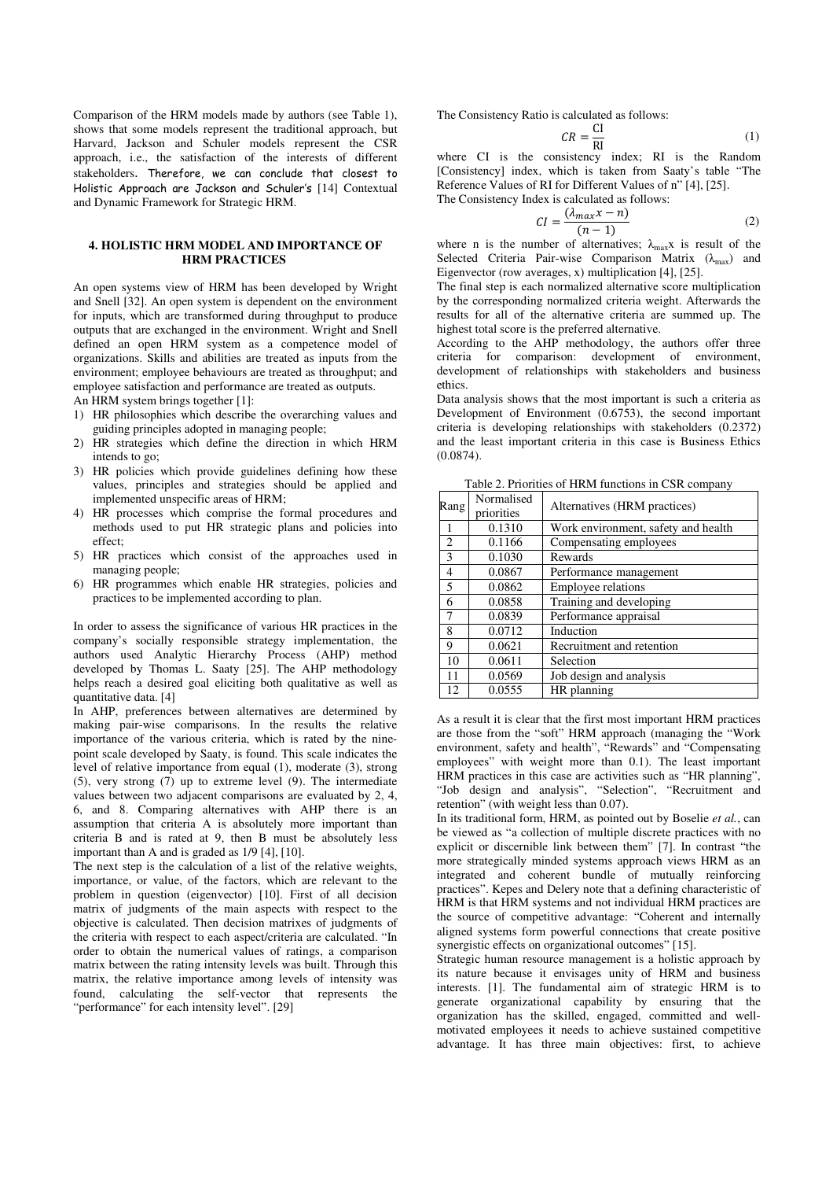Comparison of the HRM models made by authors (see Table 1), shows that some models represent the traditional approach, but Harvard, Jackson and Schuler models represent the CSR approach, i.e., the satisfaction of the interests of different stakeholders. Therefore, we can conclude that closest to Holistic Approach are Jackson and Schuler's [14] Contextual and Dynamic Framework for Strategic HRM.

## 4. HOLISTIC HRM MODEL AND IMPORTANCE OF HRM PRACTICES

An open systems view of HRM has been developed by Wright and Snell [32]. An open system is dependent on the environment for inputs, which are transformed during throughput to produce outputs that are exchanged in the environment. Wright and Snell defined an open HRM system as a competence model of organizations. Skills and abilities are treated as inputs from the environment; employee behaviours are treated as throughput; and employee satisfaction and performance are treated as outputs.

An HRM system brings together [1]:

1) HR philosophies which describe the overarching values and guiding principles adopted in managing people;
2) HR strategies which define the direction in which HRM intends to go;
3) HR policies which provide guidelines defining how these values, principles and strategies should be applied and implemented unspecific areas of HRM;
4) HR processes which comprise the formal procedures and methods used to put HR strategic plans and policies into effect;
5) HR practices which consist of the approaches used in managing people;
6) HR programmes which enable HR strategies, policies and practices to be implemented according to plan.

In order to assess the significance of various HR practices in the company's socially responsible strategy implementation, the authors used Analytic Hierarchy Process (AHP) method developed by Thomas L. Saaty [25]. The AHP methodology helps reach a desired goal eliciting both qualitative as well as quantitative data. [4]

In AHP, preferences between alternatives are determined by making pair-wise comparisons. In the results the relative importance of the various criteria, which is rated by the nine-point scale developed by Saaty, is found. This scale indicates the level of relative importance from equal (1), moderate (3), strong (5), very strong (7) up to extreme level (9). The intermediate values between two adjacent comparisons are evaluated by 2, 4, 6, and 8. Comparing alternatives with AHP there is an assumption that criteria A is absolutely more important than criteria B and is rated at 9, then B must be absolutely less important than A and is graded as 1/9 [4], [10].

The next step is the calculation of a list of the relative weights, importance, or value, of the factors, which are relevant to the problem in question (eigenvector) [10]. First of all decision matrix of judgments of the main aspects with respect to the objective is calculated. Then decision matrixes of judgments of the criteria with respect to each aspect/criteria are calculated. "In order to obtain the numerical values of ratings, a comparison matrix between the rating intensity levels was built. Through this matrix, the relative importance among levels of intensity was found, calculating the self-vector that represents the "performance" for each intensity level". [29]

The Consistency Ratio is calculated as follows:

$$CR = \frac{\mathrm{CI}}{\mathrm{RI}} \tag{1}$$

where CI is the consistency index; RI is the Random [Consistency] index, which is taken from Saaty's table "The Reference Values of RI for Different Values of n" [4], [25].

The Consistency Index is calculated as follows:

$$CI = \frac{(\lambda_{max}x - n)}{(n-1)} \tag{2}$$

where n is the number of alternatives; $\lambda_{max}x$ is result of the Selected Criteria Pair-wise Comparison Matrix ($\lambda_{max}$) and Eigenvector (row averages, x) multiplication [4], [25].

The final step is each normalized alternative score multiplication by the corresponding normalized criteria weight. Afterwards the results for all of the alternative criteria are summed up. The highest total score is the preferred alternative.

According to the AHP methodology, the authors offer three criteria for comparison: development of environment, development of relationships with stakeholders and business ethics.

Data analysis shows that the most important is such a criteria as Development of Environment (0.6753), the second important criteria is developing relationships with stakeholders (0.2372) and the least important criteria in this case is Business Ethics (0.0874).

Table 2. Priorities of HRM functions in CSR company

| Rang | Normalised priorities | Alternatives (HRM practices) |
|---|---|---|
| 1 | 0.1310 | Work environment, safety and health |
| 2 | 0.1166 | Compensating employees |
| 3 | 0.1030 | Rewards |
| 4 | 0.0867 | Performance management |
| 5 | 0.0862 | Employee relations |
| 6 | 0.0858 | Training and developing |
| 7 | 0.0839 | Performance appraisal |
| 8 | 0.0712 | Induction |
| 9 | 0.0621 | Recruitment and retention |
| 10 | 0.0611 | Selection |
| 11 | 0.0569 | Job design and analysis |
| 12 | 0.0555 | HR planning |

As a result it is clear that the first most important HRM practices are those from the "soft" HRM approach (managing the "Work environment, safety and health", "Rewards" and "Compensating employees" with weight more than 0.1). The least important HRM practices in this case are activities such as "HR planning", "Job design and analysis", "Selection", "Recruitment and retention" (with weight less than 0.07).

In its traditional form, HRM, as pointed out by Boselie *et al.*, can be viewed as "a collection of multiple discrete practices with no explicit or discernible link between them" [7]. In contrast "the more strategically minded systems approach views HRM as an integrated and coherent bundle of mutually reinforcing practices". Kepes and Delery note that a defining characteristic of HRM is that HRM systems and not individual HRM practices are the source of competitive advantage: "Coherent and internally aligned systems form powerful connections that create positive synergistic effects on organizational outcomes" [15].

Strategic human resource management is a holistic approach by its nature because it envisages unity of HRM and business interests. [1]. The fundamental aim of strategic HRM is to generate organizational capability by ensuring that the organization has the skilled, engaged, committed and well-motivated employees it needs to achieve sustained competitive advantage. It has three main objectives: first, to achieve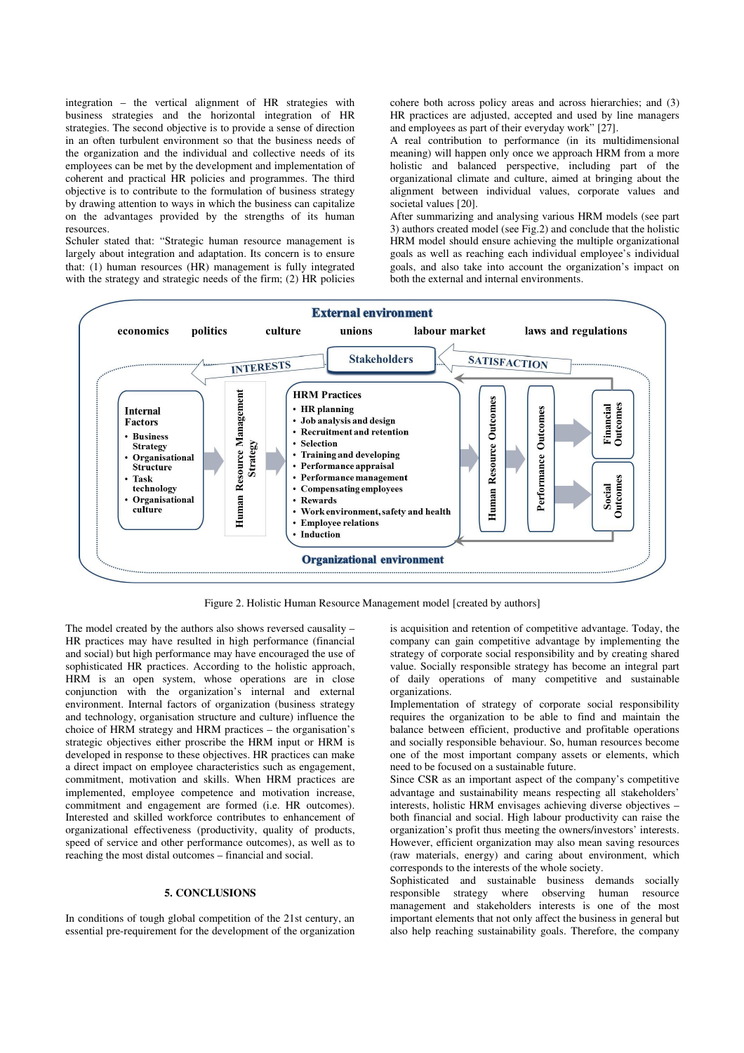integration – the vertical alignment of HR strategies with business strategies and the horizontal integration of HR strategies. The second objective is to provide a sense of direction in an often turbulent environment so that the business needs of the organization and the individual and collective needs of its employees can be met by the development and implementation of coherent and practical HR policies and programmes. The third objective is to contribute to the formulation of business strategy by drawing attention to ways in which the business can capitalize on the advantages provided by the strengths of its human resources.

Schuler stated that: "Strategic human resource management is largely about integration and adaptation. Its concern is to ensure that: (1) human resources (HR) management is fully integrated with the strategy and strategic needs of the firm; (2) HR policies cohere both across policy areas and across hierarchies; and (3) HR practices are adjusted, accepted and used by line managers and employees as part of their everyday work" [27].

A real contribution to performance (in its multidimensional meaning) will happen only once we approach HRM from a more holistic and balanced perspective, including part of the organizational climate and culture, aimed at bringing about the alignment between individual values, corporate values and societal values [20].

After summarizing and analysing various HRM models (see part 3) authors created model (see Fig.2) and conclude that the holistic HRM model should ensure achieving the multiple organizational goals as well as reaching each individual employee's individual goals, and also take into account the organization's impact on both the external and internal environments.

**External environment**

economics | politics | culture | unions | labour market | laws and regulations

Stakeholders — INTERESTS — SATISFACTION

**Internal Factors**
- Business Strategy
- Organisational Structure
- Task technology
- Organisational culture

Human Resource Management Strategy

**HRM Practices**
- HR planning
- Job analysis and design
- Recruitment and retention
- Selection
- Training and developing
- Performance appraisal
- Performance management
- Compensating employees
- Rewards
- Work environment, safety and health
- Employee relations
- Induction

Human Resource Outcomes — Performance Outcomes — Financial Outcomes / Social Outcomes

**Organizational environment**

Figure 2. Holistic Human Resource Management model [created by authors]

The model created by the authors also shows reversed causality – HR practices may have resulted in high performance (financial and social) but high performance may have encouraged the use of sophisticated HR practices. According to the holistic approach, HRM is an open system, whose operations are in close conjunction with the organization's internal and external environment. Internal factors of organization (business strategy and technology, organisation structure and culture) influence the choice of HRM strategy and HRM practices – the organisation's strategic objectives either proscribe the HRM input or HRM is developed in response to these objectives. HR practices can make a direct impact on employee characteristics such as engagement, commitment, motivation and skills. When HRM practices are implemented, employee competence and motivation increase, commitment and engagement are formed (i.e. HR outcomes). Interested and skilled workforce contributes to enhancement of organizational effectiveness (productivity, quality of products, speed of service and other performance outcomes), as well as to reaching the most distal outcomes – financial and social.

## 5. CONCLUSIONS

In conditions of tough global competition of the 21st century, an essential pre-requirement for the development of the organization is acquisition and retention of competitive advantage. Today, the company can gain competitive advantage by implementing the strategy of corporate social responsibility and by creating shared value. Socially responsible strategy has become an integral part of daily operations of many competitive and sustainable organizations.

Implementation of strategy of corporate social responsibility requires the organization to be able to find and maintain the balance between efficient, productive and profitable operations and socially responsible behaviour. So, human resources become one of the most important company assets or elements, which need to be focused on a sustainable future.

Since CSR as an important aspect of the company's competitive advantage and sustainability means respecting all stakeholders' interests, holistic HRM envisages achieving diverse objectives – both financial and social. High labour productivity can raise the organization's profit thus meeting the owners/investors' interests. However, efficient organization may also mean saving resources (raw materials, energy) and caring about environment, which corresponds to the interests of the whole society.

Sophisticated and sustainable business demands socially responsible strategy where observing human resource management and stakeholders interests is one of the most important elements that not only affect the business in general but also help reaching sustainability goals. Therefore, the company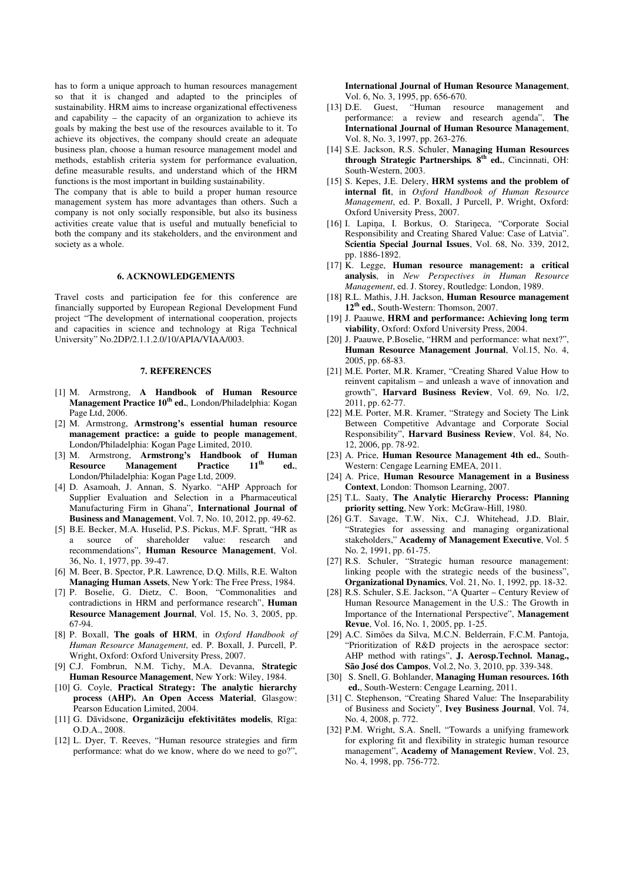has to form a unique approach to human resources management so that it is changed and adapted to the principles of sustainability. HRM aims to increase organizational effectiveness and capability – the capacity of an organization to achieve its goals by making the best use of the resources available to it. To achieve its objectives, the company should create an adequate business plan, choose a human resource management model and methods, establish criteria system for performance evaluation, define measurable results, and understand which of the HRM functions is the most important in building sustainability.

The company that is able to build a proper human resource management system has more advantages than others. Such a company is not only socially responsible, but also its business activities create value that is useful and mutually beneficial to both the company and its stakeholders, and the environment and society as a whole.

## 6. ACKNOWLEDGEMENTS

Travel costs and participation fee for this conference are financially supported by European Regional Development Fund project "The development of international cooperation, projects and capacities in science and technology at Riga Technical University" No.2DP/2.1.1.2.0/10/APIA/VIAA/003.

## 7. REFERENCES

[1] M. Armstrong, **A Handbook of Human Resource Management Practice 10th ed.**, London/Philadelphia: Kogan Page Ltd, 2006.

[2] M. Armstrong, **Armstrong's essential human resource management practice: a guide to people management**, London/Philadelphia: Kogan Page Limited, 2010.

[3] M. Armstrong, **Armstrong's Handbook of Human Resource Management Practice 11th ed.**, London/Philadelphia: Kogan Page Ltd, 2009.

[4] D. Asamoah, J. Annan, S. Nyarko. "AHP Approach for Supplier Evaluation and Selection in a Pharmaceutical Manufacturing Firm in Ghana", **International Journal of Business and Management**, Vol. 7, No. 10, 2012, pp. 49-62.

[5] B.E. Becker, M.A. Huselid, P.S. Pickus, M.F. Spratt, "HR as a source of shareholder value: research and recommendations", **Human Resource Management**, Vol. 36, No. 1, 1977, pp. 39-47.

[6] M. Beer, B. Spector, P.R. Lawrence, D.Q. Mills, R.E. Walton **Managing Human Assets**, New York: The Free Press, 1984.

[7] P. Boselie, G. Dietz, C. Boon, "Commonalities and contradictions in HRM and performance research", **Human Resource Management Journal**, Vol. 15, No. 3, 2005, pp. 67-94.

[8] P. Boxall, **The goals of HRM**, in *Oxford Handbook of Human Resource Management*, ed. P. Boxall, J. Purcell, P. Wright, Oxford: Oxford University Press, 2007.

[9] C.J. Fombrun, N.M. Tichy, M.A. Devanna, **Strategic Human Resource Management**, New York: Wiley, 1984.

[10] G. Coyle, **Practical Strategy: The analytic hierarchy process (AHP). An Open Access Material**, Glasgow: Pearson Education Limited, 2004.

[11] G. Dāvidsone, **Organizāciju efektivitātes modelis**, Rīga: O.D.A., 2008.

[12] L. Dyer, T. Reeves, "Human resource strategies and firm performance: what do we know, where do we need to go?", **International Journal of Human Resource Management**, Vol. 6, No. 3, 1995, pp. 656-670.

[13] D.E. Guest, "Human resource management and performance: a review and research agenda", **The International Journal of Human Resource Management**, Vol. 8, No. 3, 1997, pp. 263-276.

[14] S.E. Jackson, R.S. Schuler, **Managing Human Resources through Strategic Partnerships. 8th ed.**, Cincinnati, OH: South-Western, 2003.

[15] S. Kepes, J.E. Delery, **HRM systems and the problem of internal fit**, in *Oxford Handbook of Human Resource Management*, ed. P. Boxall, J Purcell, P. Wright, Oxford: Oxford University Press, 2007.

[16] I. Lapiņa, I. Borkus, O. Stariņeca, "Corporate Social Responsibility and Creating Shared Value: Case of Latvia". **Scientia Special Journal Issues**, Vol. 68, No. 339, 2012, pp. 1886-1892.

[17] K. Legge, **Human resource management: a critical analysis**, in *New Perspectives in Human Resource Management*, ed. J. Storey, Routledge: London, 1989.

[18] R.L. Mathis, J.H. Jackson, **Human Resource management 12th ed.**, South-Western: Thomson, 2007.

[19] J. Paauwe, **HRM and performance: Achieving long term viability**, Oxford: Oxford University Press, 2004.

[20] J. Paauwe, P.Boselie, "HRM and performance: what next?", **Human Resource Management Journal**, Vol.15, No. 4, 2005, pp. 68-83.

[21] M.E. Porter, M.R. Kramer, "Creating Shared Value How to reinvent capitalism – and unleash a wave of innovation and growth", **Harvard Business Review**, Vol. 69, No. 1/2, 2011, pp. 62-77.

[22] M.E. Porter, M.R. Kramer, "Strategy and Society The Link Between Competitive Advantage and Corporate Social Responsibility", **Harvard Business Review**, Vol. 84, No. 12, 2006, pp. 78-92.

[23] A. Price, **Human Resource Management 4th ed.**, South-Western: Cengage Learning EMEA, 2011.

[24] A. Price, **Human Resource Management in a Business Context**, London: Thomson Learning, 2007.

[25] T.L. Saaty, **The Analytic Hierarchy Process: Planning priority setting**, New York: McGraw-Hill, 1980.

[26] G.T. Savage, T.W. Nix, C.J. Whitehead, J.D. Blair, "Strategies for assessing and managing organizational stakeholders," **Academy of Management Executive**, Vol. 5 No. 2, 1991, pp. 61-75.

[27] R.S. Schuler, "Strategic human resource management: linking people with the strategic needs of the business", **Organizational Dynamics**, Vol. 21, No. 1, 1992, pp. 18-32.

[28] R.S. Schuler, S.E. Jackson, "A Quarter – Century Review of Human Resource Management in the U.S.: The Growth in Importance of the International Perspective", **Management Revue**, Vol. 16, No. 1, 2005, pp. 1-25.

[29] A.C. Simões da Silva, M.C.N. Belderrain, F.C.M. Pantoja, "Prioritization of R&D projects in the aerospace sector: AHP method with ratings", **J. Aerosp.Technol. Manag., São José dos Campos**, Vol.2, No. 3, 2010, pp. 339-348.

[30] S. Snell, G. Bohlander, **Managing Human resources. 16th ed.**, South-Western: Cengage Learning, 2011.

[31] C. Stephenson, "Creating Shared Value: The Inseparability of Business and Society", **Ivey Business Journal**, Vol. 74, No. 4, 2008, p. 772.

[32] P.M. Wright, S.A. Snell, "Towards a unifying framework for exploring fit and flexibility in strategic human resource management", **Academy of Management Review**, Vol. 23, No. 4, 1998, pp. 756-772.